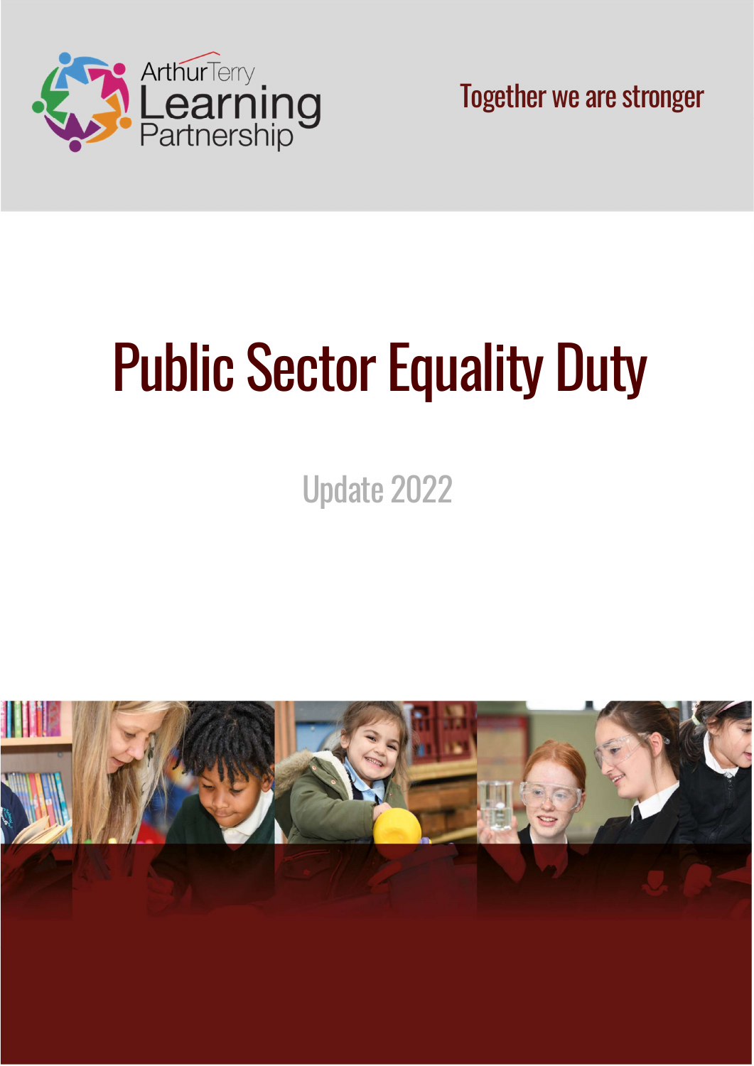Arthur Terry Learning Partnership

Together we are stronger

# Public Sector Equality Duty

Update 2022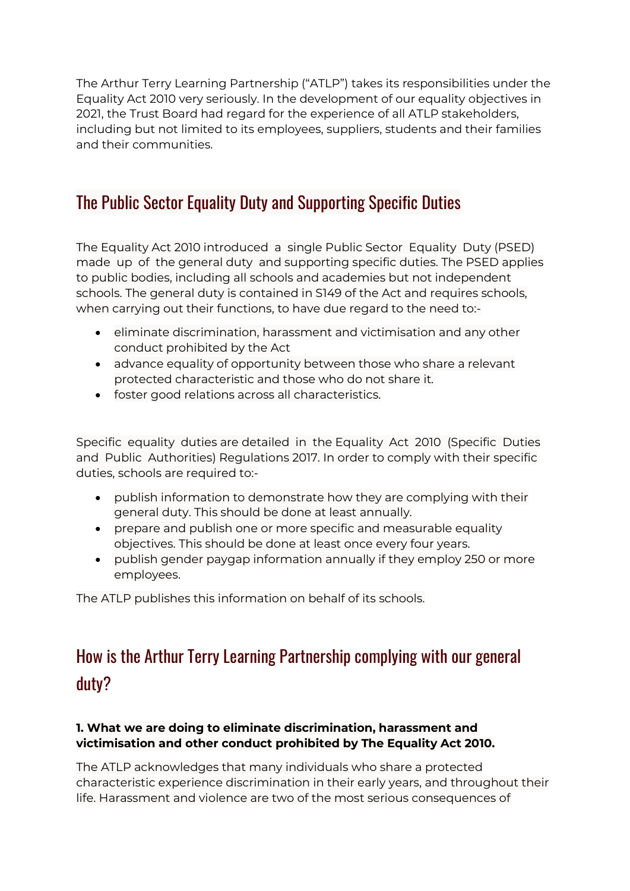The Arthur Terry Learning Partnership ("ATLP") takes its responsibilities under the Equality Act 2010 very seriously. In the development of our equality objectives in 2021, the Trust Board had regard for the experience of all ATLP stakeholders, including but not limited to its employees, suppliers, students and their families and their communities.

## The Public Sector Equality Duty and Supporting Specific Duties

The Equality Act 2010 introduced a single Public Sector Equality Duty (PSED) made up of the general duty and supporting specific duties. The PSED applies to public bodies, including all schools and academies but not independent schools. The general duty is contained in S149 of the Act and requires schools, when carrying out their functions, to have due regard to the need to:-

- eliminate discrimination, harassment and victimisation and any other conduct prohibited by the Act
- advance equality of opportunity between those who share a relevant protected characteristic and those who do not share it.
- foster good relations across all characteristics.

Specific equality duties are detailed in the Equality Act 2010 (Specific Duties and Public Authorities) Regulations 2017. In order to comply with their specific duties, schools are required to:-

- publish information to demonstrate how they are complying with their general duty. This should be done at least annually.
- prepare and publish one or more specific and measurable equality objectives. This should be done at least once every four years.
- publish gender paygap information annually if they employ 250 or more employees.

The ATLP publishes this information on behalf of its schools.

## How is the Arthur Terry Learning Partnership complying with our general duty?

**1. What we are doing to eliminate discrimination, harassment and victimisation and other conduct prohibited by The Equality Act 2010.**

The ATLP acknowledges that many individuals who share a protected characteristic experience discrimination in their early years, and throughout their life. Harassment and violence are two of the most serious consequences of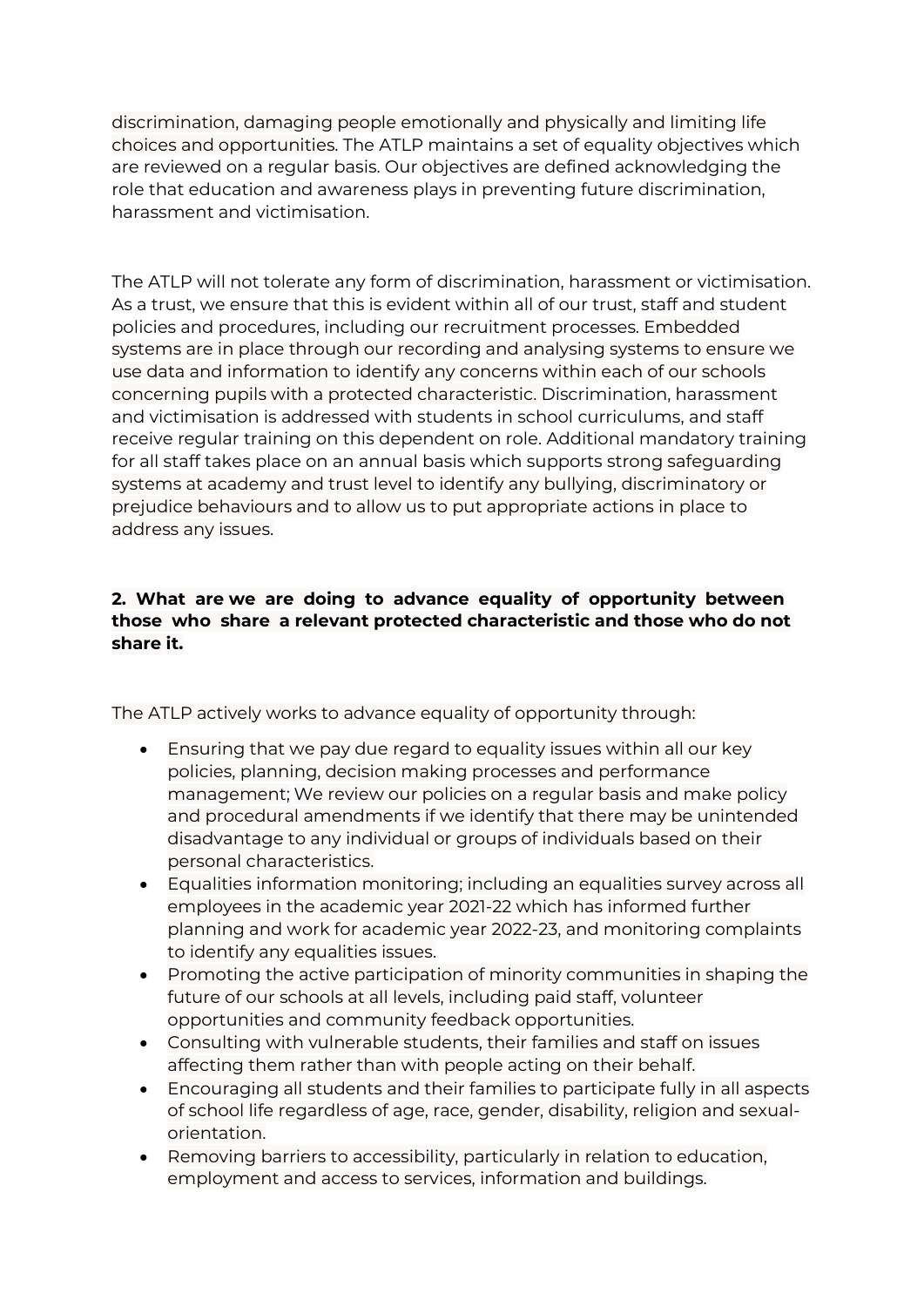discrimination, damaging people emotionally and physically and limiting life choices and opportunities. The ATLP maintains a set of equality objectives which are reviewed on a regular basis. Our objectives are defined acknowledging the role that education and awareness plays in preventing future discrimination, harassment and victimisation.

The ATLP will not tolerate any form of discrimination, harassment or victimisation. As a trust, we ensure that this is evident within all of our trust, staff and student policies and procedures, including our recruitment processes. Embedded systems are in place through our recording and analysing systems to ensure we use data and information to identify any concerns within each of our schools concerning pupils with a protected characteristic. Discrimination, harassment and victimisation is addressed with students in school curriculums, and staff receive regular training on this dependent on role. Additional mandatory training for all staff takes place on an annual basis which supports strong safeguarding systems at academy and trust level to identify any bullying, discriminatory or prejudice behaviours and to allow us to put appropriate actions in place to address any issues.

**2. What are we are doing to advance equality of opportunity between those who share a relevant protected characteristic and those who do not share it.**

The ATLP actively works to advance equality of opportunity through:

- Ensuring that we pay due regard to equality issues within all our key policies, planning, decision making processes and performance management; We review our policies on a regular basis and make policy and procedural amendments if we identify that there may be unintended disadvantage to any individual or groups of individuals based on their personal characteristics.
- Equalities information monitoring; including an equalities survey across all employees in the academic year 2021-22 which has informed further planning and work for academic year 2022-23, and monitoring complaints to identify any equalities issues.
- Promoting the active participation of minority communities in shaping the future of our schools at all levels, including paid staff, volunteer opportunities and community feedback opportunities.
- Consulting with vulnerable students, their families and staff on issues affecting them rather than with people acting on their behalf.
- Encouraging all students and their families to participate fully in all aspects of school life regardless of age, race, gender, disability, religion and sexual-orientation.
- Removing barriers to accessibility, particularly in relation to education, employment and access to services, information and buildings.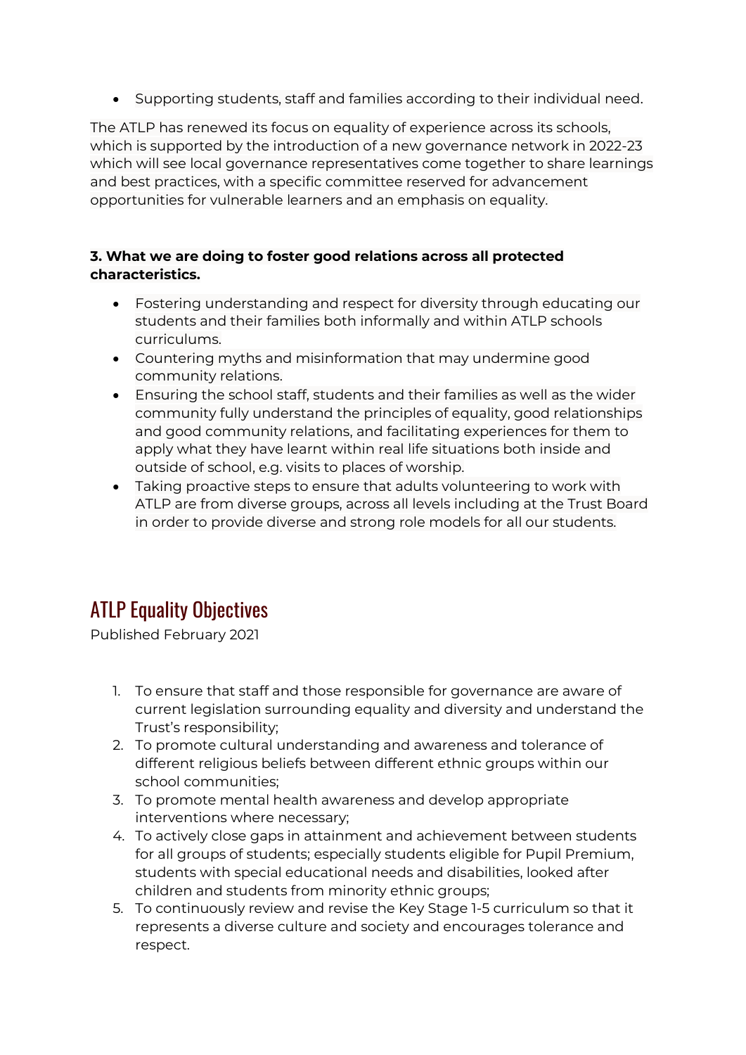- Supporting students, staff and families according to their individual need.

The ATLP has renewed its focus on equality of experience across its schools, which is supported by the introduction of a new governance network in 2022-23 which will see local governance representatives come together to share learnings and best practices, with a specific committee reserved for advancement opportunities for vulnerable learners and an emphasis on equality.

**3. What we are doing to foster good relations across all protected characteristics.**

- Fostering understanding and respect for diversity through educating our students and their families both informally and within ATLP schools curriculums.
- Countering myths and misinformation that may undermine good community relations.
- Ensuring the school staff, students and their families as well as the wider community fully understand the principles of equality, good relationships and good community relations, and facilitating experiences for them to apply what they have learnt within real life situations both inside and outside of school, e.g. visits to places of worship.
- Taking proactive steps to ensure that adults volunteering to work with ATLP are from diverse groups, across all levels including at the Trust Board in order to provide diverse and strong role models for all our students.

## ATLP Equality Objectives

Published February 2021

1. To ensure that staff and those responsible for governance are aware of current legislation surrounding equality and diversity and understand the Trust's responsibility;
2. To promote cultural understanding and awareness and tolerance of different religious beliefs between different ethnic groups within our school communities;
3. To promote mental health awareness and develop appropriate interventions where necessary;
4. To actively close gaps in attainment and achievement between students for all groups of students; especially students eligible for Pupil Premium, students with special educational needs and disabilities, looked after children and students from minority ethnic groups;
5. To continuously review and revise the Key Stage 1-5 curriculum so that it represents a diverse culture and society and encourages tolerance and respect.